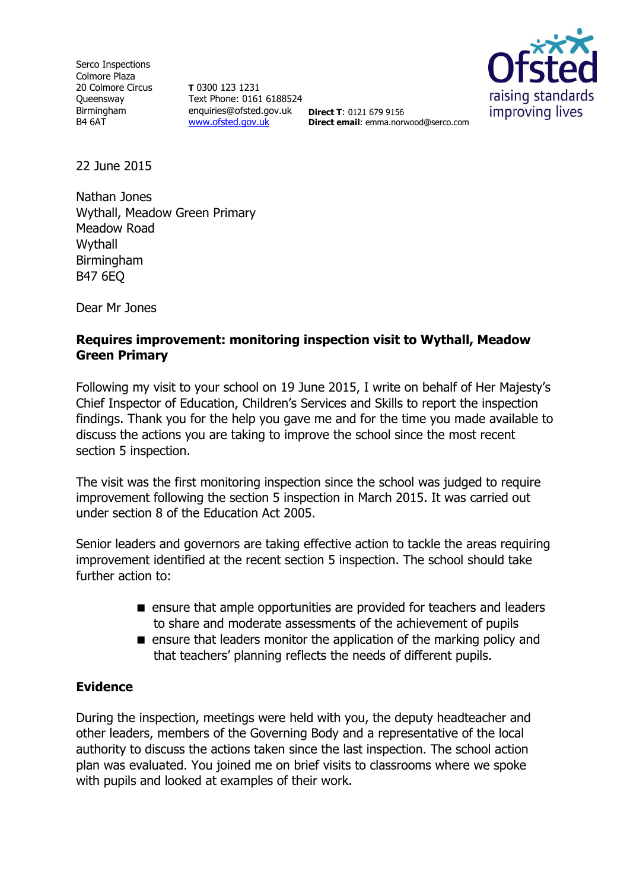Serco Inspections
Colmore Plaza
20 Colmore Circus
Queensway
Birmingham
B4 6AT

**T** 0300 123 1231
Text Phone: 0161 6188524
enquiries@ofsted.gov.uk
www.ofsted.gov.uk

**Direct T**: 0121 679 9156
**Direct email**: emma.norwood@serco.com

Ofsted
raising standards
improving lives

22 June 2015

Nathan Jones
Wythall, Meadow Green Primary
Meadow Road
Wythall
Birmingham
B47 6EQ

Dear Mr Jones

**Requires improvement: monitoring inspection visit to Wythall, Meadow Green Primary**

Following my visit to your school on 19 June 2015, I write on behalf of Her Majesty's Chief Inspector of Education, Children's Services and Skills to report the inspection findings. Thank you for the help you gave me and for the time you made available to discuss the actions you are taking to improve the school since the most recent section 5 inspection.

The visit was the first monitoring inspection since the school was judged to require improvement following the section 5 inspection in March 2015. It was carried out under section 8 of the Education Act 2005.

Senior leaders and governors are taking effective action to tackle the areas requiring improvement identified at the recent section 5 inspection. The school should take further action to:

- ensure that ample opportunities are provided for teachers and leaders to share and moderate assessments of the achievement of pupils
- ensure that leaders monitor the application of the marking policy and that teachers' planning reflects the needs of different pupils.

## Evidence

During the inspection, meetings were held with you, the deputy headteacher and other leaders, members of the Governing Body and a representative of the local authority to discuss the actions taken since the last inspection. The school action plan was evaluated. You joined me on brief visits to classrooms where we spoke with pupils and looked at examples of their work.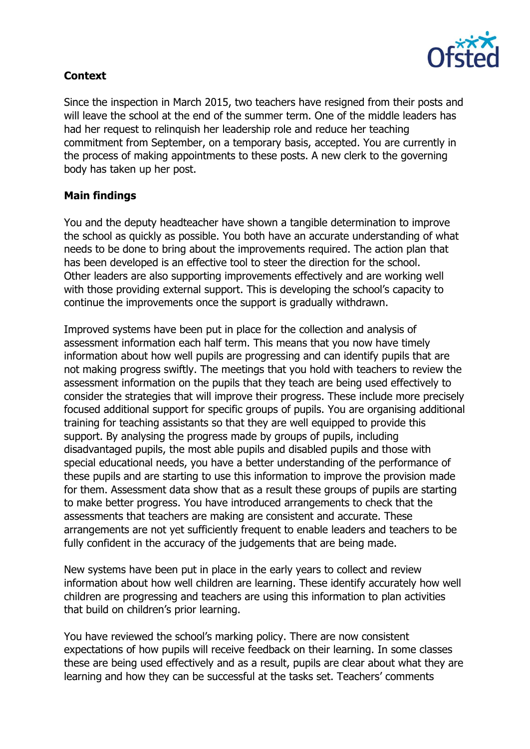**Context**

Since the inspection in March 2015, two teachers have resigned from their posts and will leave the school at the end of the summer term. One of the middle leaders has had her request to relinquish her leadership role and reduce her teaching commitment from September, on a temporary basis, accepted. You are currently in the process of making appointments to these posts. A new clerk to the governing body has taken up her post.

**Main findings**

You and the deputy headteacher have shown a tangible determination to improve the school as quickly as possible. You both have an accurate understanding of what needs to be done to bring about the improvements required. The action plan that has been developed is an effective tool to steer the direction for the school. Other leaders are also supporting improvements effectively and are working well with those providing external support. This is developing the school's capacity to continue the improvements once the support is gradually withdrawn.

Improved systems have been put in place for the collection and analysis of assessment information each half term. This means that you now have timely information about how well pupils are progressing and can identify pupils that are not making progress swiftly. The meetings that you hold with teachers to review the assessment information on the pupils that they teach are being used effectively to consider the strategies that will improve their progress. These include more precisely focused additional support for specific groups of pupils. You are organising additional training for teaching assistants so that they are well equipped to provide this support. By analysing the progress made by groups of pupils, including disadvantaged pupils, the most able pupils and disabled pupils and those with special educational needs, you have a better understanding of the performance of these pupils and are starting to use this information to improve the provision made for them. Assessment data show that as a result these groups of pupils are starting to make better progress. You have introduced arrangements to check that the assessments that teachers are making are consistent and accurate. These arrangements are not yet sufficiently frequent to enable leaders and teachers to be fully confident in the accuracy of the judgements that are being made.

New systems have been put in place in the early years to collect and review information about how well children are learning. These identify accurately how well children are progressing and teachers are using this information to plan activities that build on children's prior learning.

You have reviewed the school's marking policy. There are now consistent expectations of how pupils will receive feedback on their learning. In some classes these are being used effectively and as a result, pupils are clear about what they are learning and how they can be successful at the tasks set. Teachers' comments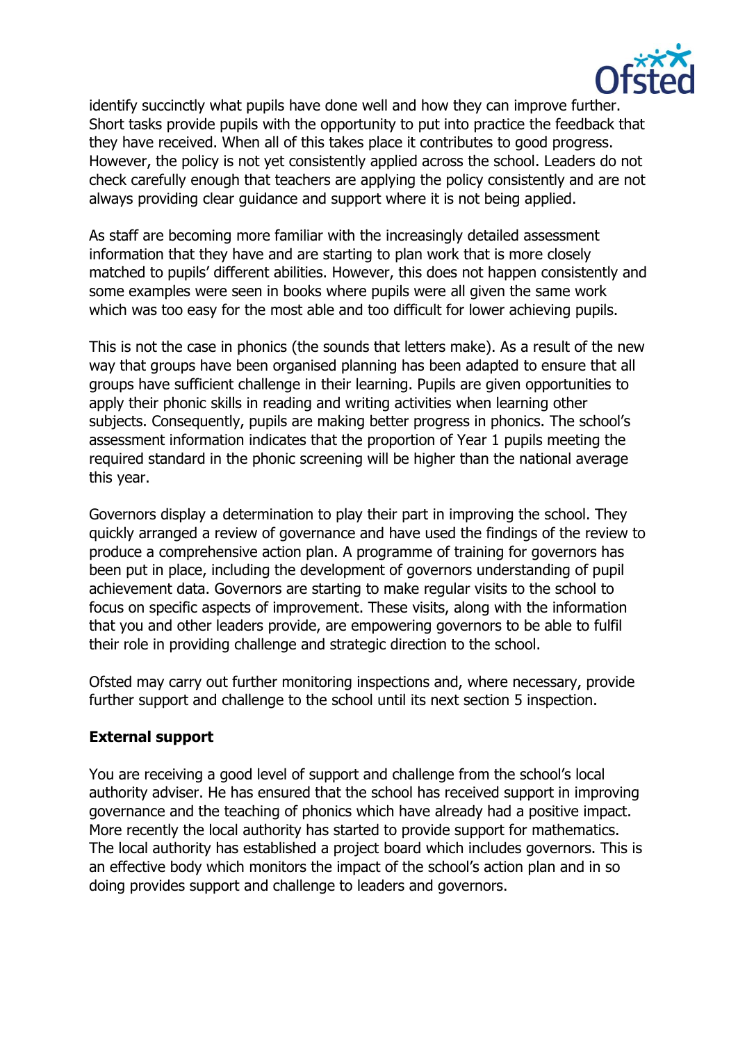identify succinctly what pupils have done well and how they can improve further. Short tasks provide pupils with the opportunity to put into practice the feedback that they have received. When all of this takes place it contributes to good progress. However, the policy is not yet consistently applied across the school. Leaders do not check carefully enough that teachers are applying the policy consistently and are not always providing clear guidance and support where it is not being applied.

As staff are becoming more familiar with the increasingly detailed assessment information that they have and are starting to plan work that is more closely matched to pupils' different abilities. However, this does not happen consistently and some examples were seen in books where pupils were all given the same work which was too easy for the most able and too difficult for lower achieving pupils.

This is not the case in phonics (the sounds that letters make). As a result of the new way that groups have been organised planning has been adapted to ensure that all groups have sufficient challenge in their learning. Pupils are given opportunities to apply their phonic skills in reading and writing activities when learning other subjects. Consequently, pupils are making better progress in phonics. The school's assessment information indicates that the proportion of Year 1 pupils meeting the required standard in the phonic screening will be higher than the national average this year.

Governors display a determination to play their part in improving the school. They quickly arranged a review of governance and have used the findings of the review to produce a comprehensive action plan. A programme of training for governors has been put in place, including the development of governors understanding of pupil achievement data. Governors are starting to make regular visits to the school to focus on specific aspects of improvement. These visits, along with the information that you and other leaders provide, are empowering governors to be able to fulfil their role in providing challenge and strategic direction to the school.

Ofsted may carry out further monitoring inspections and, where necessary, provide further support and challenge to the school until its next section 5 inspection.

**External support**

You are receiving a good level of support and challenge from the school's local authority adviser. He has ensured that the school has received support in improving governance and the teaching of phonics which have already had a positive impact. More recently the local authority has started to provide support for mathematics. The local authority has established a project board which includes governors. This is an effective body which monitors the impact of the school's action plan and in so doing provides support and challenge to leaders and governors.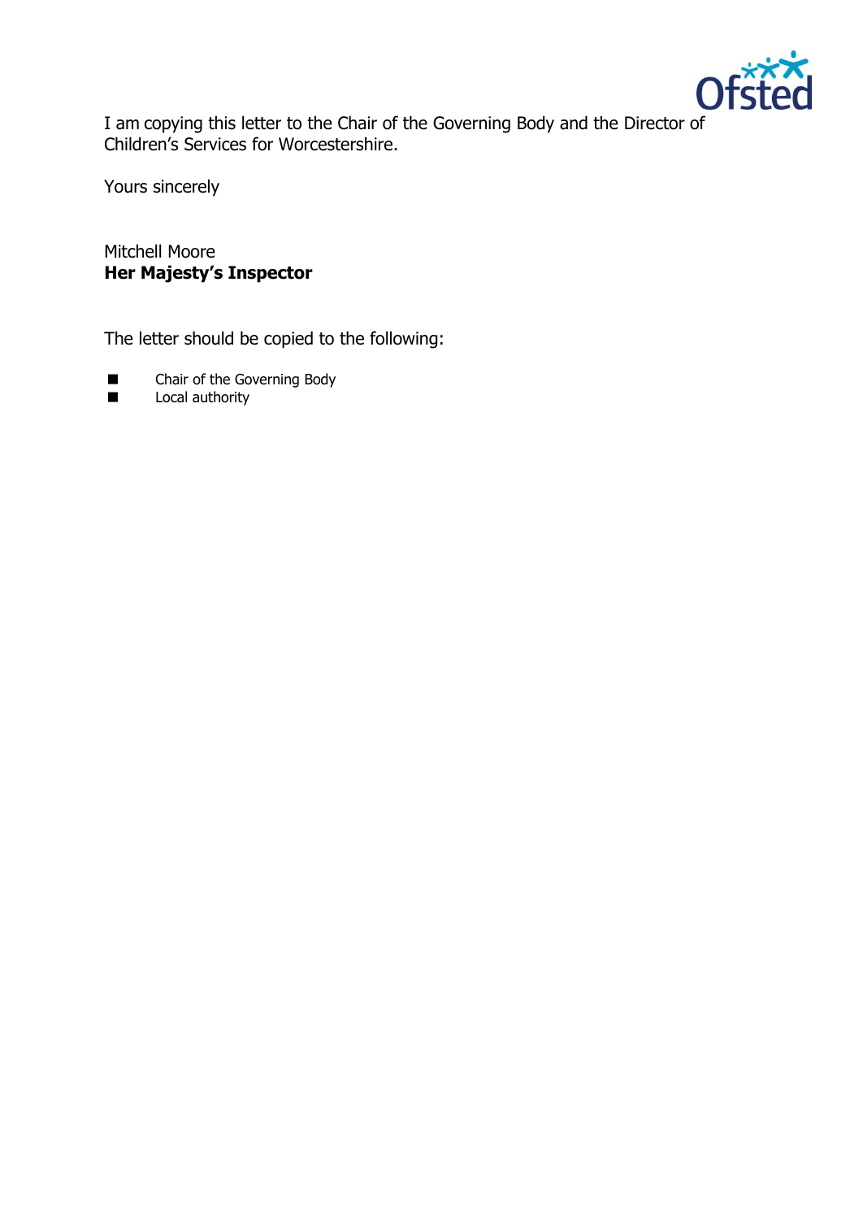I am copying this letter to the Chair of the Governing Body and the Director of Children's Services for Worcestershire.

Yours sincerely

Mitchell Moore
**Her Majesty's Inspector**

The letter should be copied to the following:

- Chair of the Governing Body
- Local authority